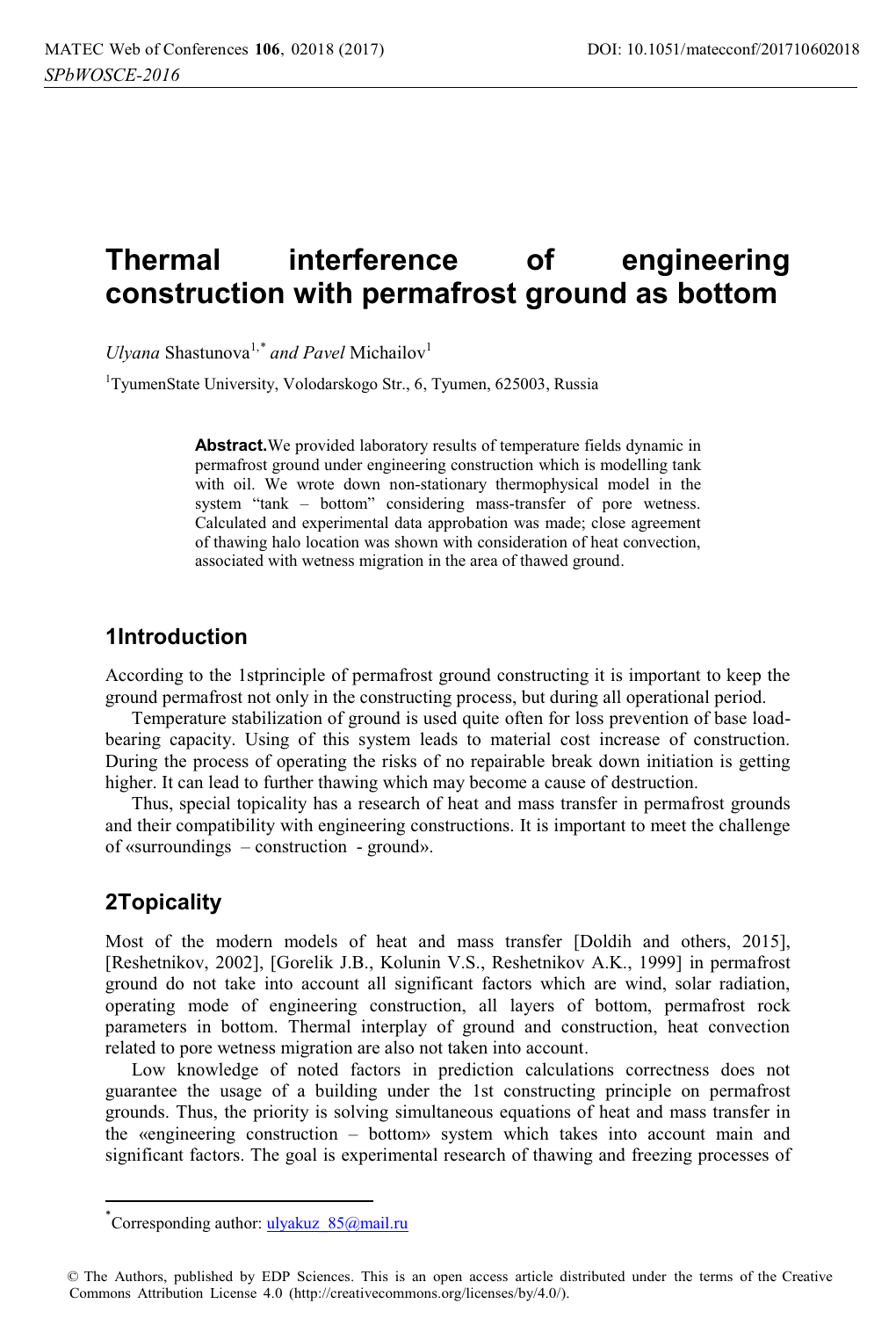# Thermal interference of engineering construction with permafrost ground as bottom

*Ulyana* Shastunova[1,*] *and Pavel* Michailov[1]

[1]TyumenState University, Volodarskogo Str., 6, Tyumen, 625003, Russia

**Abstract.** We provided laboratory results of temperature fields dynamic in permafrost ground under engineering construction which is modelling tank with oil. We wrote down non-stationary thermophysical model in the system "tank – bottom" considering mass-transfer of pore wetness. Calculated and experimental data approbation was made; close agreement of thawing halo location was shown with consideration of heat convection, associated with wetness migration in the area of thawed ground.

## 1 Introduction

According to the 1stprinciple of permafrost ground constructing it is important to keep the ground permafrost not only in the constructing process, but during all operational period.

Temperature stabilization of ground is used quite often for loss prevention of base load-bearing capacity. Using of this system leads to material cost increase of construction. During the process of operating the risks of no repairable break down initiation is getting higher. It can lead to further thawing which may become a cause of destruction.

Thus, special topicality has a research of heat and mass transfer in permafrost grounds and their compatibility with engineering constructions. It is important to meet the challenge of «surroundings – construction - ground».

## 2 Topicality

Most of the modern models of heat and mass transfer [Doldih and others, 2015], [Reshetnikov, 2002], [Gorelik J.B., Kolunin V.S., Reshetnikov A.K., 1999] in permafrost ground do not take into account all significant factors which are wind, solar radiation, operating mode of engineering construction, all layers of bottom, permafrost rock parameters in bottom. Thermal interplay of ground and construction, heat convection related to pore wetness migration are also not taken into account.

Low knowledge of noted factors in prediction calculations correctness does not guarantee the usage of a building under the 1st constructing principle on permafrost grounds. Thus, the priority is solving simultaneous equations of heat and mass transfer in the «engineering construction – bottom» system which takes into account main and significant factors. The goal is experimental research of thawing and freezing processes of

---

*Corresponding author: ulyakuz_85@mail.ru

© The Authors, published by EDP Sciences. This is an open access article distributed under the terms of the Creative Commons Attribution License 4.0 (http://creativecommons.org/licenses/by/4.0/).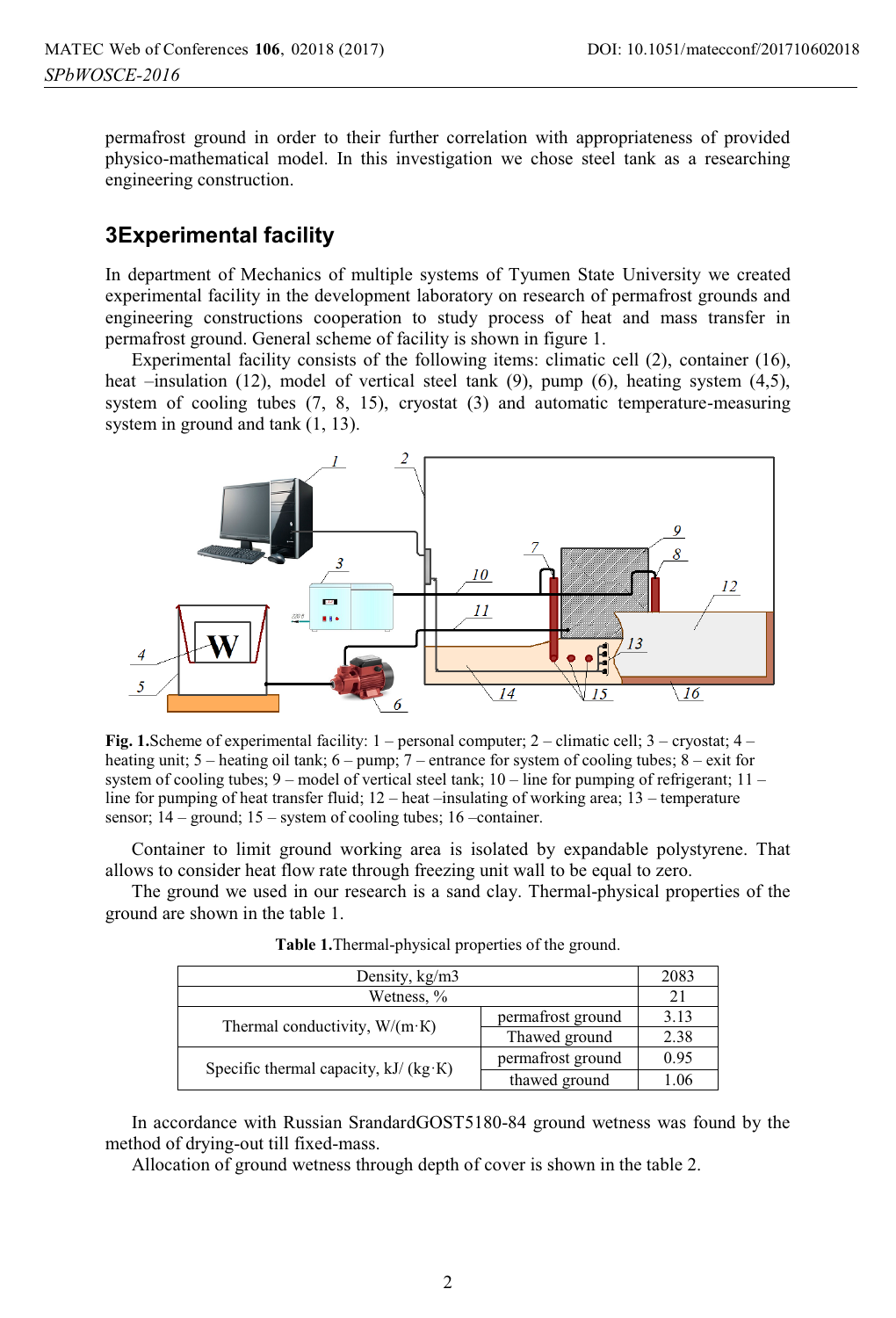permafrost ground in order to their further correlation with appropriateness of provided physico-mathematical model. In this investigation we chose steel tank as a researching engineering construction.

## 3Experimental facility

In department of Mechanics of multiple systems of Tyumen State University we created experimental facility in the development laboratory on research of permafrost grounds and engineering constructions cooperation to study process of heat and mass transfer in permafrost ground. General scheme of facility is shown in figure 1.

Experimental facility consists of the following items: climatic cell (2), container (16), heat –insulation (12), model of vertical steel tank (9), pump (6), heating system (4,5), system of cooling tubes (7, 8, 15), cryostat (3) and automatic temperature-measuring system in ground and tank (1, 13).

**Fig. 1.**Scheme of experimental facility: 1 – personal computer; 2 – climatic cell; 3 – cryostat; 4 – heating unit; 5 – heating oil tank; 6 – pump; 7 – entrance for system of cooling tubes; 8 – exit for system of cooling tubes; 9 – model of vertical steel tank; 10 – line for pumping of refrigerant; 11 – line for pumping of heat transfer fluid; 12 – heat –insulating of working area; 13 – temperature sensor; 14 – ground; 15 – system of cooling tubes; 16 –container.

Container to limit ground working area is isolated by expandable polystyrene. That allows to consider heat flow rate through freezing unit wall to be equal to zero.

The ground we used in our research is a sand clay. Thermal-physical properties of the ground are shown in the table 1.

**Table 1.**Thermal-physical properties of the ground.

| | | |
|---|---|---|
| Density, kg/m3 | | 2083 |
| Wetness, % | | 21 |
| Thermal conductivity, W/(m·K) | permafrost ground | 3.13 |
| | Thawed ground | 2.38 |
| Specific thermal capacity, kJ/ (kg·K) | permafrost ground | 0.95 |
| | thawed ground | 1.06 |

In accordance with Russian SrandardGOST5180-84 ground wetness was found by the method of drying-out till fixed-mass.

Allocation of ground wetness through depth of cover is shown in the table 2.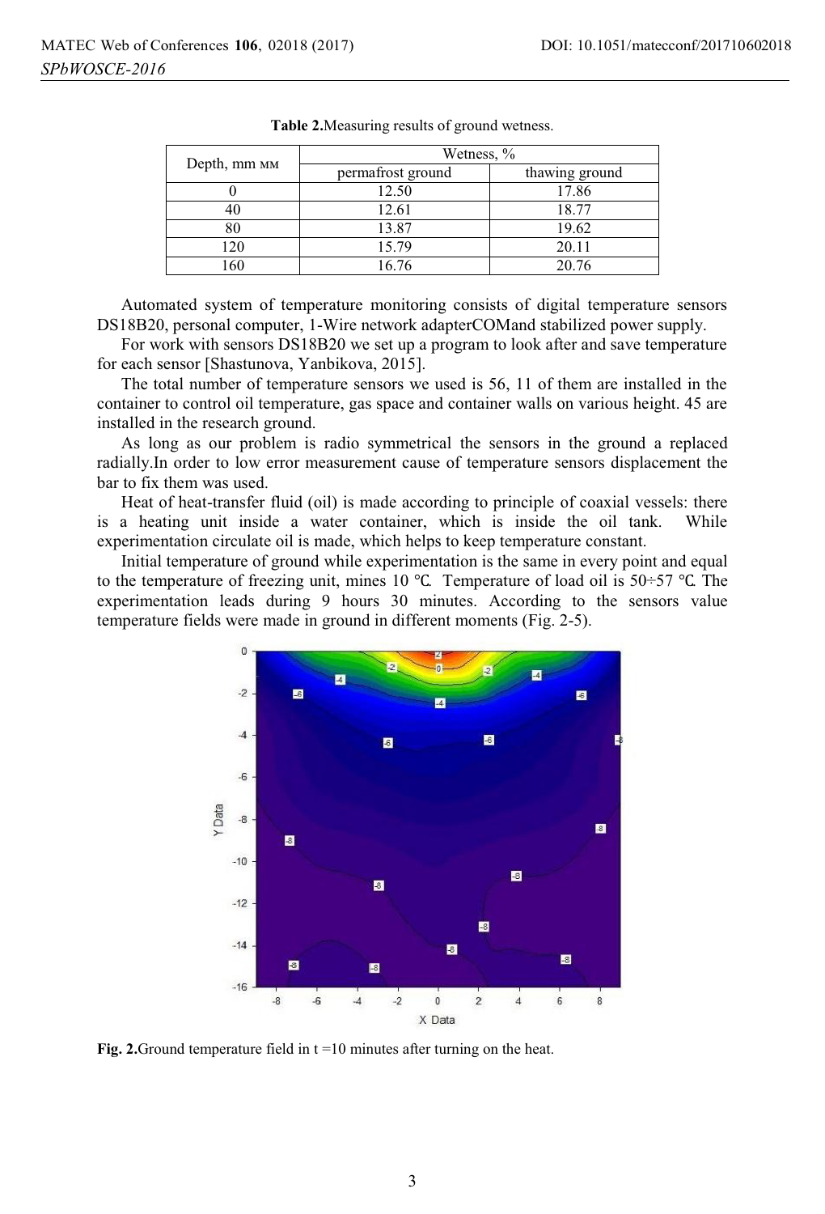**Table 2.** Measuring results of ground wetness.

| Depth, mm мм | Wetness, % | |
|---|---|---|
| | permafrost ground | thawing ground |
| 0 | 12.50 | 17.86 |
| 40 | 12.61 | 18.77 |
| 80 | 13.87 | 19.62 |
| 120 | 15.79 | 20.11 |
| 160 | 16.76 | 20.76 |

Automated system of temperature monitoring consists of digital temperature sensors DS18B20, personal computer, 1-Wire network adapterCOMand stabilized power supply.

For work with sensors DS18B20 we set up a program to look after and save temperature for each sensor [Shastunova, Yanbikova, 2015].

The total number of temperature sensors we used is 56, 11 of them are installed in the container to control oil temperature, gas space and container walls on various height. 45 are installed in the research ground.

As long as our problem is radio symmetrical the sensors in the ground a replaced radially.In order to low error measurement cause of temperature sensors displacement the bar to fix them was used.

Heat of heat-transfer fluid (oil) is made according to principle of coaxial vessels: there is a heating unit inside a water container, which is inside the oil tank. While experimentation circulate oil is made, which helps to keep temperature constant.

Initial temperature of ground while experimentation is the same in every point and equal to the temperature of freezing unit, mines 10 ℃. Temperature of load oil is 50÷57 ℃. The experimentation leads during 9 hours 30 minutes. According to the sensors value temperature fields were made in ground in different moments (Fig. 2-5).

**Fig. 2.** Ground temperature field in t =10 minutes after turning on the heat.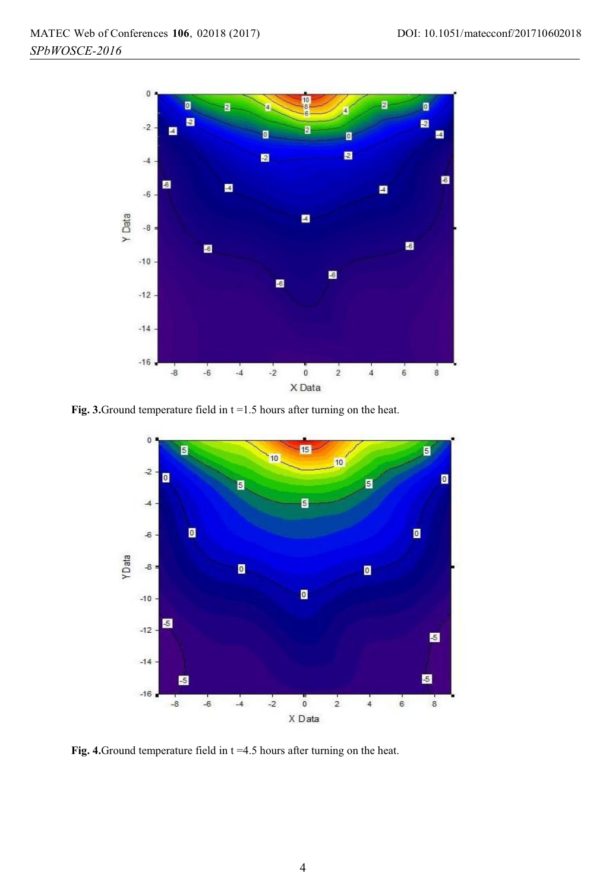**Fig. 3.** Ground temperature field in t =1.5 hours after turning on the heat.

**Fig. 4.** Ground temperature field in t =4.5 hours after turning on the heat.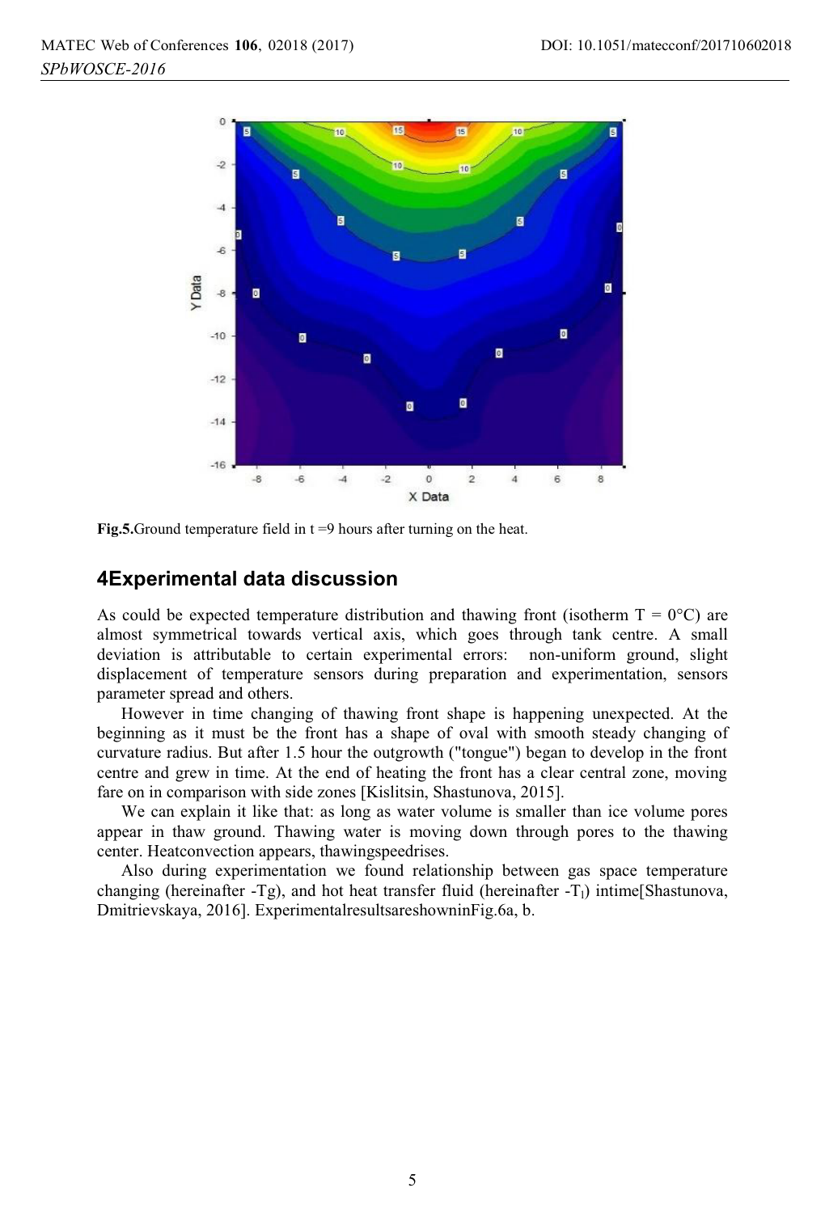Fig.5.Ground temperature field in t =9 hours after turning on the heat.

## 4Experimental data discussion

As could be expected temperature distribution and thawing front (isotherm T = 0°C) are almost symmetrical towards vertical axis, which goes through tank centre. A small deviation is attributable to certain experimental errors: non-uniform ground, slight displacement of temperature sensors during preparation and experimentation, sensors parameter spread and others.

However in time changing of thawing front shape is happening unexpected. At the beginning as it must be the front has a shape of oval with smooth steady changing of curvature radius. But after 1.5 hour the outgrowth ("tongue") began to develop in the front centre and grew in time. At the end of heating the front has a clear central zone, moving fare on in comparison with side zones [Kislitsin, Shastunova, 2015].

We can explain it like that: as long as water volume is smaller than ice volume pores appear in thaw ground. Thawing water is moving down through pores to the thawing center. Heatconvection appears, thawingspeedrises.

Also during experimentation we found relationship between gas space temperature changing (hereinafter -Tg), and hot heat transfer fluid (hereinafter -$T_l$) intime[Shastunova, Dmitrievskaya, 2016]. ExperimentalresultsareshowninFig.6a, b.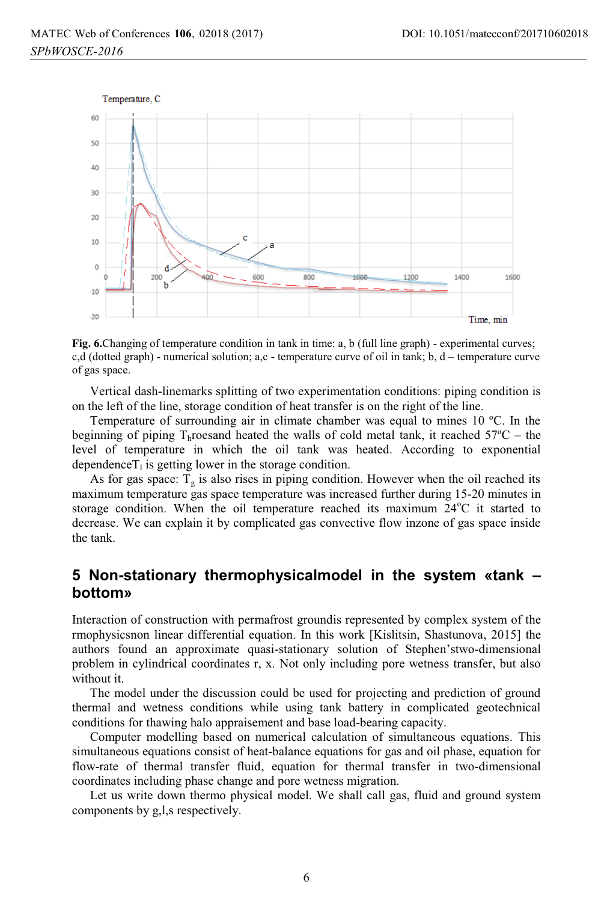**Fig. 6.**Changing of temperature condition in tank in time: a, b (full line graph) - experimental curves; c,d (dotted graph) - numerical solution; a,c - temperature curve of oil in tank; b, d – temperature curve of gas space.

Vertical dash-linemarks splitting of two experimentation conditions: piping condition is on the left of the line, storage condition of heat transfer is on the right of the line.

Temperature of surrounding air in climate chamber was equal to mines 10 ºC. In the beginning of piping $T_h$roesand heated the walls of cold metal tank, it reached 57ºC – the level of temperature in which the oil tank was heated. According to exponential dependence$T_l$ is getting lower in the storage condition.

As for gas space: $T_g$ is also rises in piping condition. However when the oil reached its maximum temperature gas space temperature was increased further during 15-20 minutes in storage condition. When the oil temperature reached its maximum 24°C it started to decrease. We can explain it by complicated gas convective flow inzone of gas space inside the tank.

## 5 Non-stationary thermophysicalmodel in the system «tank – bottom»

Interaction of construction with permafrost groundis represented by complex system of the rmophysicsnon linear differential equation. In this work [Kislitsin, Shastunova, 2015] the authors found an approximate quasi-stationary solution of Stephen'stwo-dimensional problem in cylindrical coordinates r, x. Not only including pore wetness transfer, but also without it.

The model under the discussion could be used for projecting and prediction of ground thermal and wetness conditions while using tank battery in complicated geotechnical conditions for thawing halo appraisement and base load-bearing capacity.

Computer modelling based on numerical calculation of simultaneous equations. This simultaneous equations consist of heat-balance equations for gas and oil phase, equation for flow-rate of thermal transfer fluid, equation for thermal transfer in two-dimensional coordinates including phase change and pore wetness migration.

Let us write down thermo physical model. We shall call gas, fluid and ground system components by g,l,s respectively.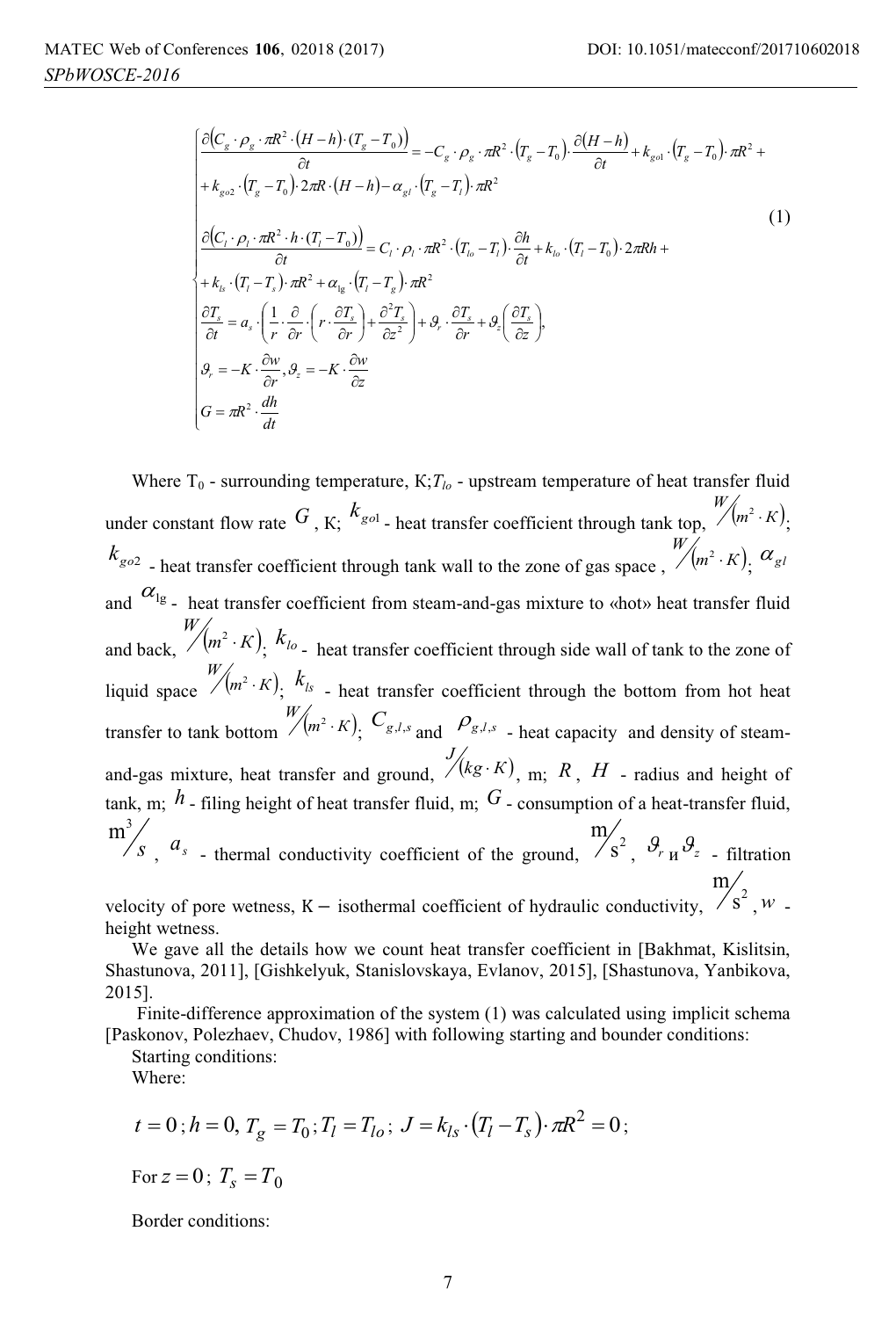$$
\begin{cases}
\dfrac{\partial\left(C_g \cdot \rho_g \cdot \pi R^2 \cdot (H-h) \cdot (T_g - T_0)\right)}{\partial t} = -C_g \cdot \rho_g \cdot \pi R^2 \cdot \left(T_g - T_0\right) \cdot \dfrac{\partial (H-h)}{\partial t} + k_{go1} \cdot \left(T_g - T_0\right) \cdot \pi R^2 + \\
+ k_{go2} \cdot \left(T_g - T_0\right) \cdot 2\pi R \cdot (H-h) - \alpha_{gl} \cdot \left(T_g - T_l\right) \cdot \pi R^2 \\
\dfrac{\partial\left(C_l \cdot \rho_l \cdot \pi R^2 \cdot h \cdot (T_l - T_0)\right)}{\partial t} = C_l \cdot \rho_l \cdot \pi R^2 \cdot \left(T_{lo} - T_l\right) \cdot \dfrac{\partial h}{\partial t} + k_{lo} \cdot \left(T_l - T_0\right) \cdot 2\pi R h + \\
+ k_{ls} \cdot \left(T_l - T_s\right) \cdot \pi R^2 + \alpha_{\lg} \cdot \left(T_l - T_g\right) \cdot \pi R^2 \\
\dfrac{\partial T_s}{\partial t} = a_s \cdot \left(\dfrac{1}{r} \cdot \dfrac{\partial}{\partial r} \cdot \left(r \cdot \dfrac{\partial T_s}{\partial r}\right) + \dfrac{\partial^2 T_s}{\partial z^2}\right) + \vartheta_r \cdot \dfrac{\partial T_s}{\partial r} + \vartheta_z \left(\dfrac{\partial T_s}{\partial z}\right), \\
\vartheta_r = -K \cdot \dfrac{\partial w}{\partial r}, \vartheta_z = -K \cdot \dfrac{\partial w}{\partial z} \\
G = \pi R^2 \cdot \dfrac{dh}{dt}
\end{cases}
\qquad (1)
$$

Where $T_0$ - surrounding temperature, K; $T_{lo}$ - upstream temperature of heat transfer fluid under constant flow rate $G$, K; $k_{go1}$ - heat transfer coefficient through tank top, $W/(m^2 \cdot K)$; $k_{go2}$ - heat transfer coefficient through tank wall to the zone of gas space, $W/(m^2 \cdot K)$; $\alpha_{gl}$ and $\alpha_{\lg}$ - heat transfer coefficient from steam-and-gas mixture to «hot» heat transfer fluid and back, $W/(m^2 \cdot K)$; $k_{lo}$ - heat transfer coefficient through side wall of tank to the zone of liquid space $W/(m^2 \cdot K)$; $k_{ls}$ - heat transfer coefficient through the bottom from hot heat transfer to tank bottom $W/(m^2 \cdot K)$; $C_{g,l,s}$ and $\rho_{g,l,s}$ - heat capacity and density of steam-and-gas mixture, heat transfer and ground, $J/(kg \cdot K)$, m; $R$, $H$ - radius and height of tank, m; $h$ - filing height of heat transfer fluid, m; $G$ - consumption of a heat-transfer fluid, $m^3/s$, $a_s$ - thermal conductivity coefficient of the ground, $m/s^2$, $\vartheta_r$ и $\vartheta_z$ - filtration velocity of pore wetness, K – isothermal coefficient of hydraulic conductivity, $m/s^2$, $w$ - height wetness.

We gave all the details how we count heat transfer coefficient in [Bakhmat, Kislitsin, Shastunova, 2011], [Gishkelyuk, Stanislovskaya, Evlanov, 2015], [Shastunova, Yanbikova, 2015].

Finite-difference approximation of the system (1) was calculated using implicit schema [Paskonov, Polezhaev, Chudov, 1986] with following starting and bounder conditions:

Starting conditions:

Where:

$$t = 0\,;\, h = 0,\, T_g = T_0 ;\, T_l = T_{lo} ;\; J = k_{ls} \cdot \left(T_l - T_s\right) \cdot \pi R^2 = 0\,;$$

For $z = 0$; $T_s = T_0$

Border conditions: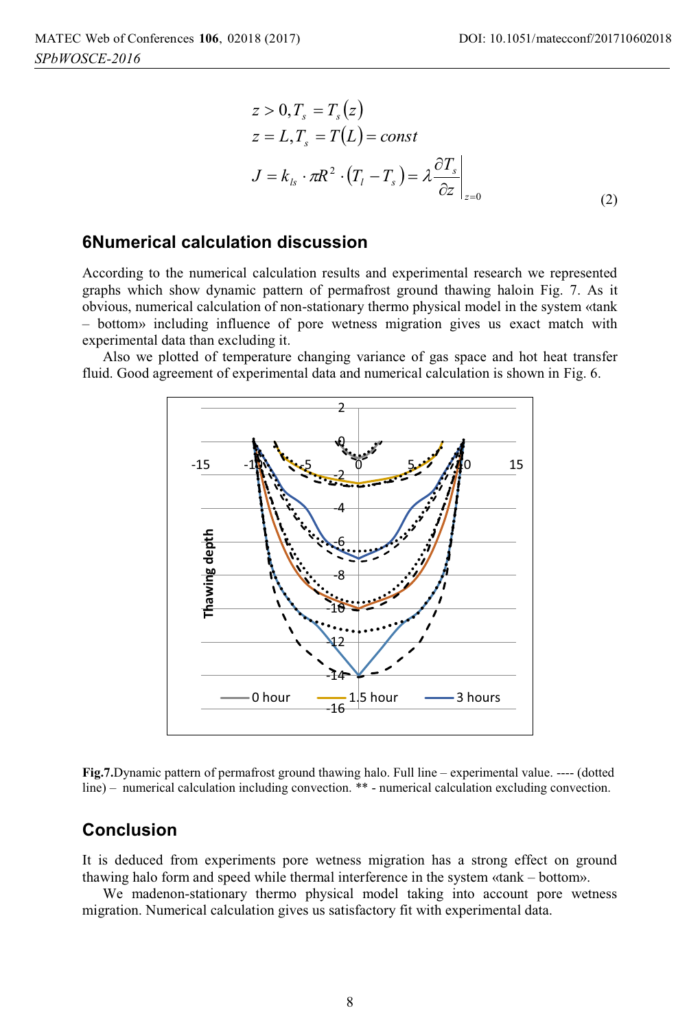$$
\begin{aligned}
& z > 0, T_s = T_s(z) \\
& z = L, T_s = T(L) = const \\
& J = k_{ls} \cdot \pi R^2 \cdot (T_l - T_s) = \lambda \left. \frac{\partial T_s}{\partial z} \right|_{z=0}
\end{aligned}
\tag{2}
$$

## 6Numerical calculation discussion

According to the numerical calculation results and experimental research we represented graphs which show dynamic pattern of permafrost ground thawing haloin Fig. 7. As it obvious, numerical calculation of non-stationary thermo physical model in the system «tank – bottom» including influence of pore wetness migration gives us exact match with experimental data than excluding it.

Also we plotted of temperature changing variance of gas space and hot heat transfer fluid. Good agreement of experimental data and numerical calculation is shown in Fig. 6.

**Fig.7.**Dynamic pattern of permafrost ground thawing halo. Full line – experimental value. ---- (dotted line) – numerical calculation including convection. ** - numerical calculation excluding convection.

## Conclusion

It is deduced from experiments pore wetness migration has a strong effect on ground thawing halo form and speed while thermal interference in the system «tank – bottom».

We madenon-stationary thermo physical model taking into account pore wetness migration. Numerical calculation gives us satisfactory fit with experimental data.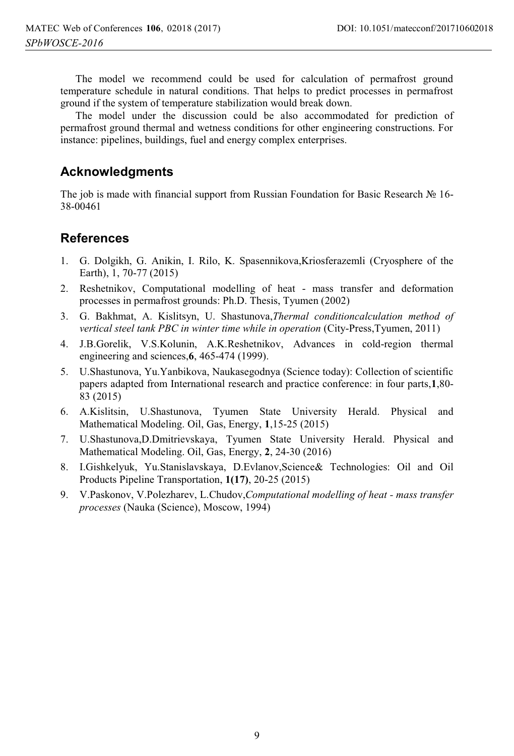The model we recommend could be used for calculation of permafrost ground temperature schedule in natural conditions. That helps to predict processes in permafrost ground if the system of temperature stabilization would break down.

The model under the discussion could be also accommodated for prediction of permafrost ground thermal and wetness conditions for other engineering constructions. For instance: pipelines, buildings, fuel and energy complex enterprises.

## Acknowledgments

The job is made with financial support from Russian Foundation for Basic Research № 16-38-00461

## References

1. G. Dolgikh, G. Anikin, I. Rilo, K. Spasennikova,Kriosferazemli (Cryosphere of the Earth), 1, 70-77 (2015)
2. Reshetnikov, Computational modelling of heat - mass transfer and deformation processes in permafrost grounds: Ph.D. Thesis, Tyumen (2002)
3. G. Bakhmat, A. Kislitsyn, U. Shastunova,*Thermal conditioncalculation method of vertical steel tank PBC in winter time while in operation* (City-Press,Tyumen, 2011)
4. J.B.Gorelik, V.S.Kolunin, A.K.Reshetnikov, Advances in cold-region thermal engineering and sciences,**6**, 465-474 (1999).
5. U.Shastunova, Yu.Yanbikova, Naukasegodnya (Science today): Collection of scientific papers adapted from International research and practice conference: in four parts,**1**,80-83 (2015)
6. A.Kislitsin, U.Shastunova, Tyumen State University Herald. Physical and Mathematical Modeling. Oil, Gas, Energy, **1**,15-25 (2015)
7. U.Shastunova,D.Dmitrievskaya, Tyumen State University Herald. Physical and Mathematical Modeling. Oil, Gas, Energy, **2**, 24-30 (2016)
8. I.Gishkelyuk, Yu.Stanislavskaya, D.Evlanov,Science& Technologies: Oil and Oil Products Pipeline Transportation, **1(17)**, 20-25 (2015)
9. V.Paskonov, V.Polezharev, L.Chudov,*Computational modelling of heat - mass transfer processes* (Nauka (Science), Moscow, 1994)